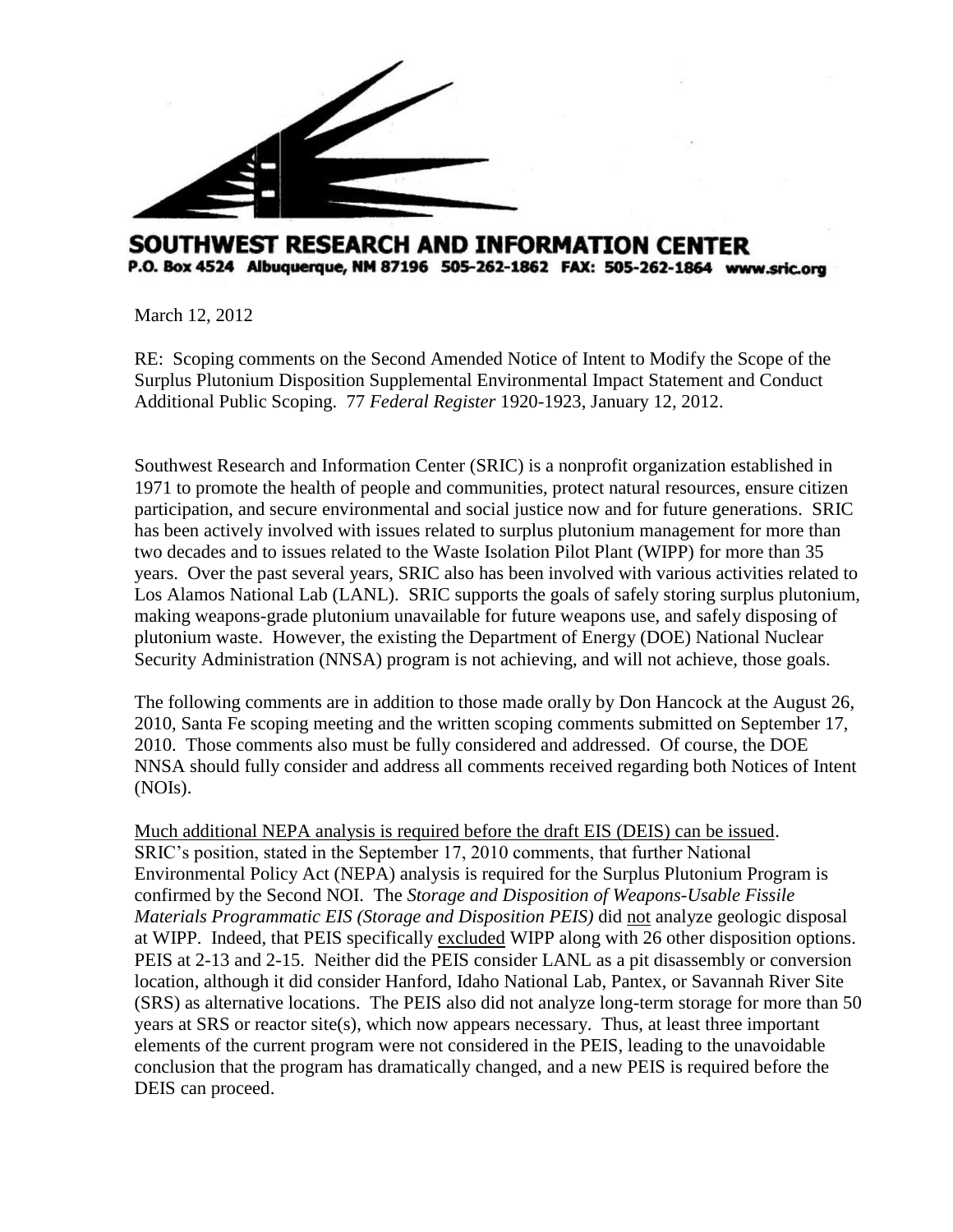**SOUTHWEST RESEARCH AND INFORMATION CENTER**
**P.O. Box 4524 Albuquerque, NM 87196 505-262-1862 FAX: 505-262-1864 www.sric.org**

March 12, 2012

RE: Scoping comments on the Second Amended Notice of Intent to Modify the Scope of the Surplus Plutonium Disposition Supplemental Environmental Impact Statement and Conduct Additional Public Scoping. 77 *Federal Register* 1920-1923, January 12, 2012.

Southwest Research and Information Center (SRIC) is a nonprofit organization established in 1971 to promote the health of people and communities, protect natural resources, ensure citizen participation, and secure environmental and social justice now and for future generations. SRIC has been actively involved with issues related to surplus plutonium management for more than two decades and to issues related to the Waste Isolation Pilot Plant (WIPP) for more than 35 years. Over the past several years, SRIC also has been involved with various activities related to Los Alamos National Lab (LANL). SRIC supports the goals of safely storing surplus plutonium, making weapons-grade plutonium unavailable for future weapons use, and safely disposing of plutonium waste. However, the existing the Department of Energy (DOE) National Nuclear Security Administration (NNSA) program is not achieving, and will not achieve, those goals.

The following comments are in addition to those made orally by Don Hancock at the August 26, 2010, Santa Fe scoping meeting and the written scoping comments submitted on September 17, 2010. Those comments also must be fully considered and addressed. Of course, the DOE NNSA should fully consider and address all comments received regarding both Notices of Intent (NOIs).

<u>Much additional NEPA analysis is required before the draft EIS (DEIS) can be issued</u>. SRIC's position, stated in the September 17, 2010 comments, that further National Environmental Policy Act (NEPA) analysis is required for the Surplus Plutonium Program is confirmed by the Second NOI. The *Storage and Disposition of Weapons-Usable Fissile Materials Programmatic EIS (Storage and Disposition PEIS)* did <u>not</u> analyze geologic disposal at WIPP. Indeed, that PEIS specifically <u>excluded</u> WIPP along with 26 other disposition options. PEIS at 2-13 and 2-15. Neither did the PEIS consider LANL as a pit disassembly or conversion location, although it did consider Hanford, Idaho National Lab, Pantex, or Savannah River Site (SRS) as alternative locations. The PEIS also did not analyze long-term storage for more than 50 years at SRS or reactor site(s), which now appears necessary. Thus, at least three important elements of the current program were not considered in the PEIS, leading to the unavoidable conclusion that the program has dramatically changed, and a new PEIS is required before the DEIS can proceed.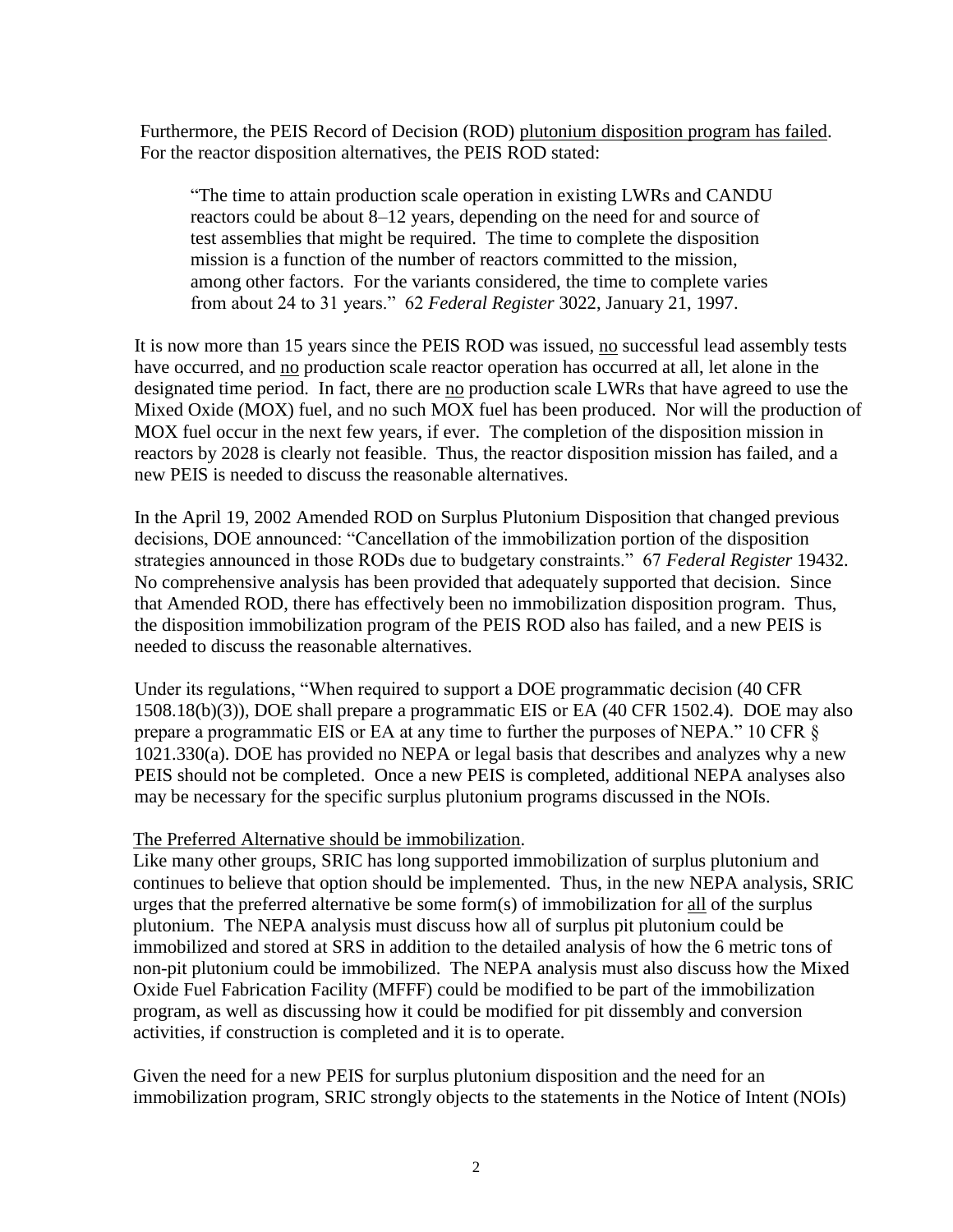Furthermore, the PEIS Record of Decision (ROD) plutonium disposition program has failed. For the reactor disposition alternatives, the PEIS ROD stated:

> "The time to attain production scale operation in existing LWRs and CANDU reactors could be about 8–12 years, depending on the need for and source of test assemblies that might be required. The time to complete the disposition mission is a function of the number of reactors committed to the mission, among other factors. For the variants considered, the time to complete varies from about 24 to 31 years." 62 *Federal Register* 3022, January 21, 1997.

It is now more than 15 years since the PEIS ROD was issued, no successful lead assembly tests have occurred, and no production scale reactor operation has occurred at all, let alone in the designated time period. In fact, there are no production scale LWRs that have agreed to use the Mixed Oxide (MOX) fuel, and no such MOX fuel has been produced. Nor will the production of MOX fuel occur in the next few years, if ever. The completion of the disposition mission in reactors by 2028 is clearly not feasible. Thus, the reactor disposition mission has failed, and a new PEIS is needed to discuss the reasonable alternatives.

In the April 19, 2002 Amended ROD on Surplus Plutonium Disposition that changed previous decisions, DOE announced: "Cancellation of the immobilization portion of the disposition strategies announced in those RODs due to budgetary constraints." 67 *Federal Register* 19432. No comprehensive analysis has been provided that adequately supported that decision. Since that Amended ROD, there has effectively been no immobilization disposition program. Thus, the disposition immobilization program of the PEIS ROD also has failed, and a new PEIS is needed to discuss the reasonable alternatives.

Under its regulations, "When required to support a DOE programmatic decision (40 CFR 1508.18(b)(3)), DOE shall prepare a programmatic EIS or EA (40 CFR 1502.4). DOE may also prepare a programmatic EIS or EA at any time to further the purposes of NEPA." 10 CFR § 1021.330(a). DOE has provided no NEPA or legal basis that describes and analyzes why a new PEIS should not be completed. Once a new PEIS is completed, additional NEPA analyses also may be necessary for the specific surplus plutonium programs discussed in the NOIs.

The Preferred Alternative should be immobilization.

Like many other groups, SRIC has long supported immobilization of surplus plutonium and continues to believe that option should be implemented. Thus, in the new NEPA analysis, SRIC urges that the preferred alternative be some form(s) of immobilization for all of the surplus plutonium. The NEPA analysis must discuss how all of surplus pit plutonium could be immobilized and stored at SRS in addition to the detailed analysis of how the 6 metric tons of non-pit plutonium could be immobilized. The NEPA analysis must also discuss how the Mixed Oxide Fuel Fabrication Facility (MFFF) could be modified to be part of the immobilization program, as well as discussing how it could be modified for pit dissembly and conversion activities, if construction is completed and it is to operate.

Given the need for a new PEIS for surplus plutonium disposition and the need for an immobilization program, SRIC strongly objects to the statements in the Notice of Intent (NOIs)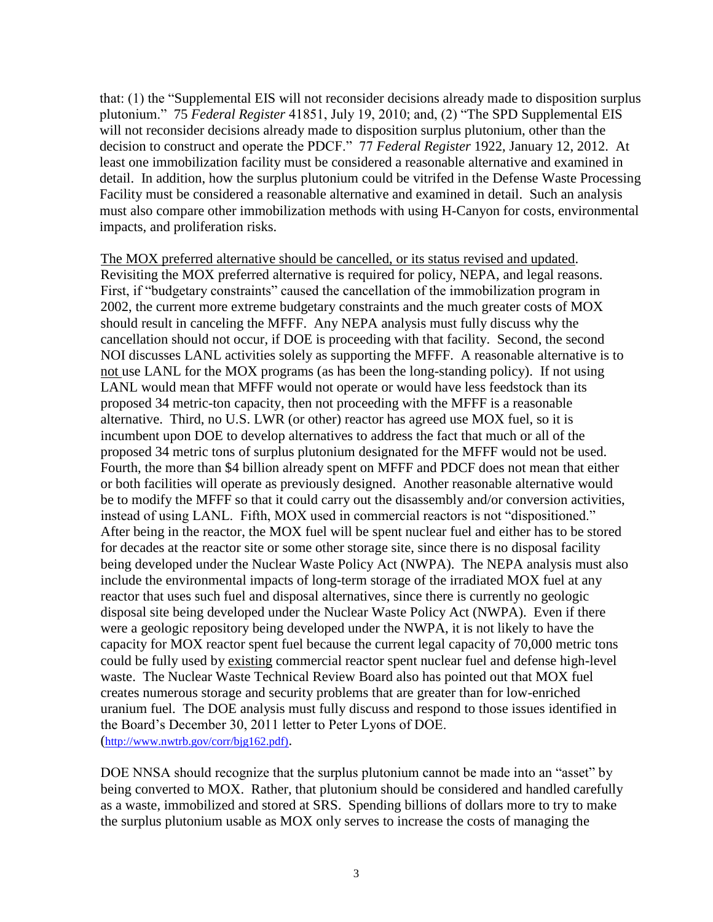that: (1) the "Supplemental EIS will not reconsider decisions already made to disposition surplus plutonium." 75 *Federal Register* 41851, July 19, 2010; and, (2) "The SPD Supplemental EIS will not reconsider decisions already made to disposition surplus plutonium, other than the decision to construct and operate the PDCF." 77 *Federal Register* 1922, January 12, 2012. At least one immobilization facility must be considered a reasonable alternative and examined in detail. In addition, how the surplus plutonium could be vitrifed in the Defense Waste Processing Facility must be considered a reasonable alternative and examined in detail. Such an analysis must also compare other immobilization methods with using H-Canyon for costs, environmental impacts, and proliferation risks.

<u>The MOX preferred alternative should be cancelled, or its status revised and updated</u>. Revisiting the MOX preferred alternative is required for policy, NEPA, and legal reasons. First, if "budgetary constraints" caused the cancellation of the immobilization program in 2002, the current more extreme budgetary constraints and the much greater costs of MOX should result in canceling the MFFF. Any NEPA analysis must fully discuss why the cancellation should not occur, if DOE is proceeding with that facility. Second, the second NOI discusses LANL activities solely as supporting the MFFF. A reasonable alternative is to <u>not</u> use LANL for the MOX programs (as has been the long-standing policy). If not using LANL would mean that MFFF would not operate or would have less feedstock than its proposed 34 metric-ton capacity, then not proceeding with the MFFF is a reasonable alternative. Third, no U.S. LWR (or other) reactor has agreed use MOX fuel, so it is incumbent upon DOE to develop alternatives to address the fact that much or all of the proposed 34 metric tons of surplus plutonium designated for the MFFF would not be used. Fourth, the more than \$4 billion already spent on MFFF and PDCF does not mean that either or both facilities will operate as previously designed. Another reasonable alternative would be to modify the MFFF so that it could carry out the disassembly and/or conversion activities, instead of using LANL. Fifth, MOX used in commercial reactors is not "dispositioned." After being in the reactor, the MOX fuel will be spent nuclear fuel and either has to be stored for decades at the reactor site or some other storage site, since there is no disposal facility being developed under the Nuclear Waste Policy Act (NWPA). The NEPA analysis must also include the environmental impacts of long-term storage of the irradiated MOX fuel at any reactor that uses such fuel and disposal alternatives, since there is currently no geologic disposal site being developed under the Nuclear Waste Policy Act (NWPA). Even if there were a geologic repository being developed under the NWPA, it is not likely to have the capacity for MOX reactor spent fuel because the current legal capacity of 70,000 metric tons could be fully used by <u>existing</u> commercial reactor spent nuclear fuel and defense high-level waste. The Nuclear Waste Technical Review Board also has pointed out that MOX fuel creates numerous storage and security problems that are greater than for low-enriched uranium fuel. The DOE analysis must fully discuss and respond to those issues identified in the Board's December 30, 2011 letter to Peter Lyons of DOE. (http://www.nwtrb.gov/corr/bjg162.pdf).

DOE NNSA should recognize that the surplus plutonium cannot be made into an "asset" by being converted to MOX. Rather, that plutonium should be considered and handled carefully as a waste, immobilized and stored at SRS. Spending billions of dollars more to try to make the surplus plutonium usable as MOX only serves to increase the costs of managing the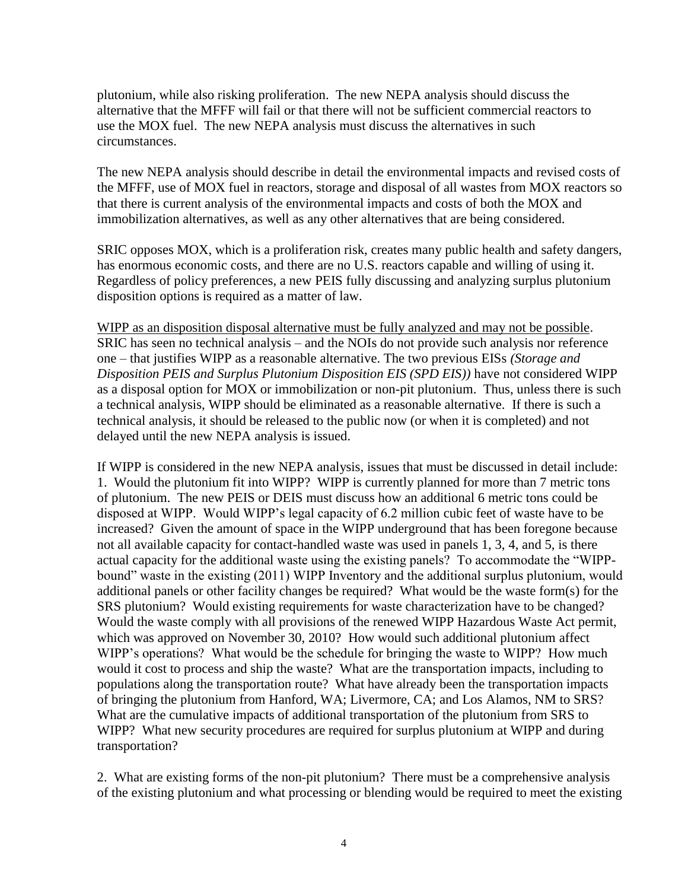plutonium, while also risking proliferation. The new NEPA analysis should discuss the alternative that the MFFF will fail or that there will not be sufficient commercial reactors to use the MOX fuel. The new NEPA analysis must discuss the alternatives in such circumstances.

The new NEPA analysis should describe in detail the environmental impacts and revised costs of the MFFF, use of MOX fuel in reactors, storage and disposal of all wastes from MOX reactors so that there is current analysis of the environmental impacts and costs of both the MOX and immobilization alternatives, as well as any other alternatives that are being considered.

SRIC opposes MOX, which is a proliferation risk, creates many public health and safety dangers, has enormous economic costs, and there are no U.S. reactors capable and willing of using it. Regardless of policy preferences, a new PEIS fully discussing and analyzing surplus plutonium disposition options is required as a matter of law.

<u>WIPP as an disposition disposal alternative must be fully analyzed and may not be possible</u>. SRIC has seen no technical analysis – and the NOIs do not provide such analysis nor reference one – that justifies WIPP as a reasonable alternative. The two previous EISs *(Storage and Disposition PEIS and Surplus Plutonium Disposition EIS (SPD EIS))* have not considered WIPP as a disposal option for MOX or immobilization or non-pit plutonium. Thus, unless there is such a technical analysis, WIPP should be eliminated as a reasonable alternative. If there is such a technical analysis, it should be released to the public now (or when it is completed) and not delayed until the new NEPA analysis is issued.

If WIPP is considered in the new NEPA analysis, issues that must be discussed in detail include:

1. Would the plutonium fit into WIPP? WIPP is currently planned for more than 7 metric tons of plutonium. The new PEIS or DEIS must discuss how an additional 6 metric tons could be disposed at WIPP. Would WIPP's legal capacity of 6.2 million cubic feet of waste have to be increased? Given the amount of space in the WIPP underground that has been foregone because not all available capacity for contact-handled waste was used in panels 1, 3, 4, and 5, is there actual capacity for the additional waste using the existing panels? To accommodate the "WIPP-bound" waste in the existing (2011) WIPP Inventory and the additional surplus plutonium, would additional panels or other facility changes be required? What would be the waste form(s) for the SRS plutonium? Would existing requirements for waste characterization have to be changed? Would the waste comply with all provisions of the renewed WIPP Hazardous Waste Act permit, which was approved on November 30, 2010? How would such additional plutonium affect WIPP's operations? What would be the schedule for bringing the waste to WIPP? How much would it cost to process and ship the waste? What are the transportation impacts, including to populations along the transportation route? What have already been the transportation impacts of bringing the plutonium from Hanford, WA; Livermore, CA; and Los Alamos, NM to SRS? What are the cumulative impacts of additional transportation of the plutonium from SRS to WIPP? What new security procedures are required for surplus plutonium at WIPP and during transportation?

2. What are existing forms of the non-pit plutonium? There must be a comprehensive analysis of the existing plutonium and what processing or blending would be required to meet the existing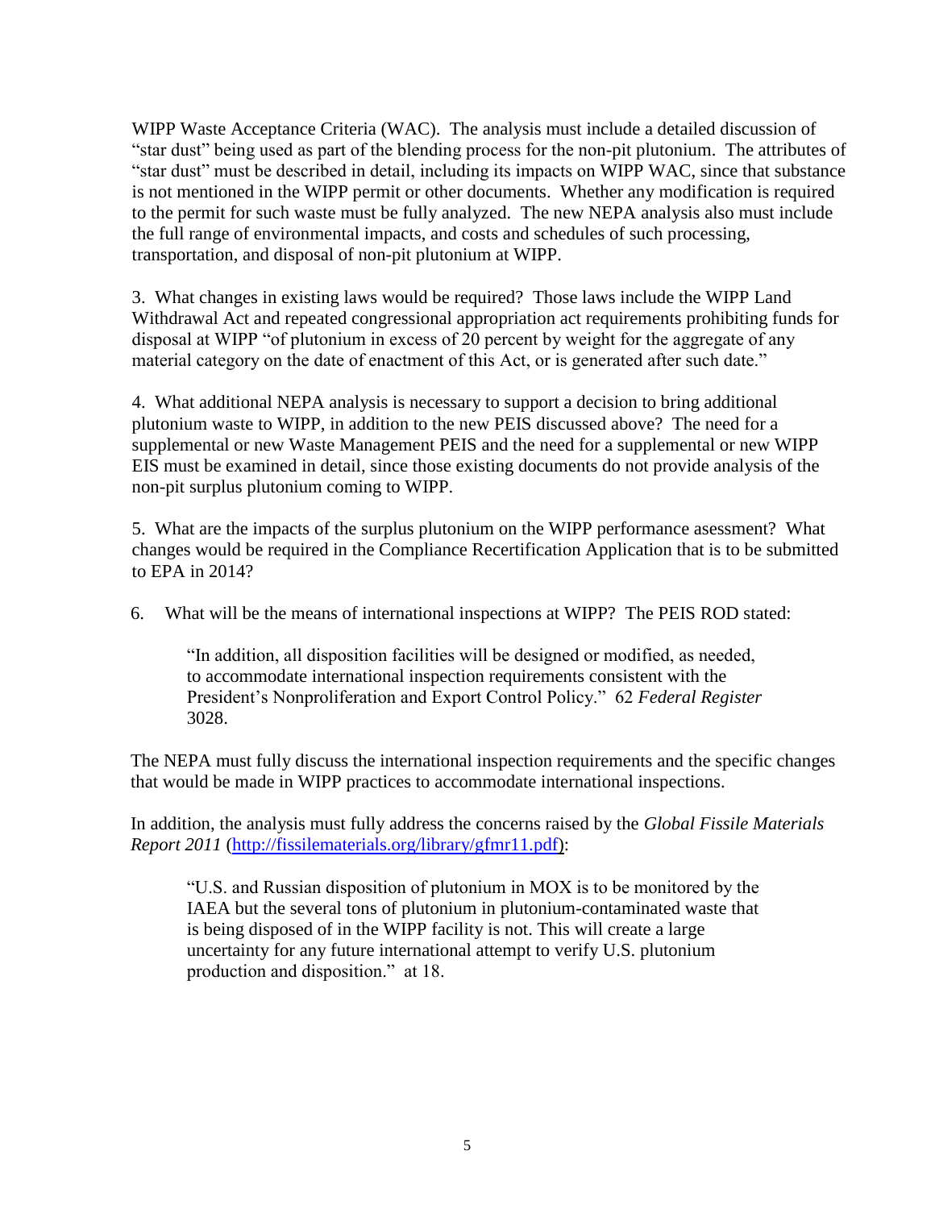WIPP Waste Acceptance Criteria (WAC). The analysis must include a detailed discussion of "star dust" being used as part of the blending process for the non-pit plutonium. The attributes of "star dust" must be described in detail, including its impacts on WIPP WAC, since that substance is not mentioned in the WIPP permit or other documents. Whether any modification is required to the permit for such waste must be fully analyzed. The new NEPA analysis also must include the full range of environmental impacts, and costs and schedules of such processing, transportation, and disposal of non-pit plutonium at WIPP.

3. What changes in existing laws would be required? Those laws include the WIPP Land Withdrawal Act and repeated congressional appropriation act requirements prohibiting funds for disposal at WIPP "of plutonium in excess of 20 percent by weight for the aggregate of any material category on the date of enactment of this Act, or is generated after such date."

4. What additional NEPA analysis is necessary to support a decision to bring additional plutonium waste to WIPP, in addition to the new PEIS discussed above? The need for a supplemental or new Waste Management PEIS and the need for a supplemental or new WIPP EIS must be examined in detail, since those existing documents do not provide analysis of the non-pit surplus plutonium coming to WIPP.

5. What are the impacts of the surplus plutonium on the WIPP performance asessment? What changes would be required in the Compliance Recertification Application that is to be submitted to EPA in 2014?

6. What will be the means of international inspections at WIPP? The PEIS ROD stated:

> "In addition, all disposition facilities will be designed or modified, as needed, to accommodate international inspection requirements consistent with the President's Nonproliferation and Export Control Policy." 62 *Federal Register* 3028.

The NEPA must fully discuss the international inspection requirements and the specific changes that would be made in WIPP practices to accommodate international inspections.

In addition, the analysis must fully address the concerns raised by the *Global Fissile Materials Report 2011* (http://fissilematerials.org/library/gfmr11.pdf):

> "U.S. and Russian disposition of plutonium in MOX is to be monitored by the IAEA but the several tons of plutonium in plutonium-contaminated waste that is being disposed of in the WIPP facility is not. This will create a large uncertainty for any future international attempt to verify U.S. plutonium production and disposition." at 18.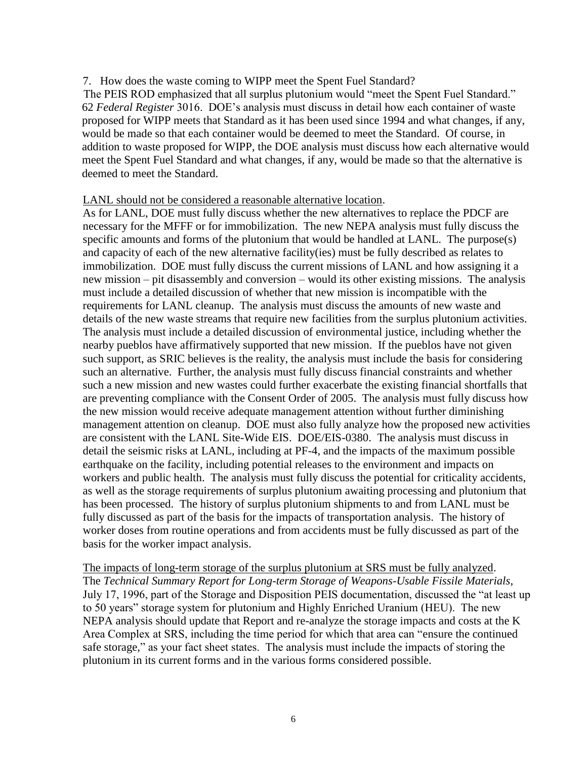7. How does the waste coming to WIPP meet the Spent Fuel Standard?

The PEIS ROD emphasized that all surplus plutonium would "meet the Spent Fuel Standard." 62 *Federal Register* 3016. DOE's analysis must discuss in detail how each container of waste proposed for WIPP meets that Standard as it has been used since 1994 and what changes, if any, would be made so that each container would be deemed to meet the Standard. Of course, in addition to waste proposed for WIPP, the DOE analysis must discuss how each alternative would meet the Spent Fuel Standard and what changes, if any, would be made so that the alternative is deemed to meet the Standard.

<u>LANL should not be considered a reasonable alternative location</u>.

As for LANL, DOE must fully discuss whether the new alternatives to replace the PDCF are necessary for the MFFF or for immobilization. The new NEPA analysis must fully discuss the specific amounts and forms of the plutonium that would be handled at LANL. The purpose(s) and capacity of each of the new alternative facility(ies) must be fully described as relates to immobilization. DOE must fully discuss the current missions of LANL and how assigning it a new mission – pit disassembly and conversion – would its other existing missions. The analysis must include a detailed discussion of whether that new mission is incompatible with the requirements for LANL cleanup. The analysis must discuss the amounts of new waste and details of the new waste streams that require new facilities from the surplus plutonium activities. The analysis must include a detailed discussion of environmental justice, including whether the nearby pueblos have affirmatively supported that new mission. If the pueblos have not given such support, as SRIC believes is the reality, the analysis must include the basis for considering such an alternative. Further, the analysis must fully discuss financial constraints and whether such a new mission and new wastes could further exacerbate the existing financial shortfalls that are preventing compliance with the Consent Order of 2005. The analysis must fully discuss how the new mission would receive adequate management attention without further diminishing management attention on cleanup. DOE must also fully analyze how the proposed new activities are consistent with the LANL Site-Wide EIS. DOE/EIS-0380. The analysis must discuss in detail the seismic risks at LANL, including at PF-4, and the impacts of the maximum possible earthquake on the facility, including potential releases to the environment and impacts on workers and public health. The analysis must fully discuss the potential for criticality accidents, as well as the storage requirements of surplus plutonium awaiting processing and plutonium that has been processed. The history of surplus plutonium shipments to and from LANL must be fully discussed as part of the basis for the impacts of transportation analysis. The history of worker doses from routine operations and from accidents must be fully discussed as part of the basis for the worker impact analysis.

<u>The impacts of long-term storage of the surplus plutonium at SRS must be fully analyzed</u>.

The *Technical Summary Report for Long-term Storage of Weapons-Usable Fissile Materials*, July 17, 1996, part of the Storage and Disposition PEIS documentation, discussed the "at least up to 50 years" storage system for plutonium and Highly Enriched Uranium (HEU). The new NEPA analysis should update that Report and re-analyze the storage impacts and costs at the K Area Complex at SRS, including the time period for which that area can "ensure the continued safe storage," as your fact sheet states. The analysis must include the impacts of storing the plutonium in its current forms and in the various forms considered possible.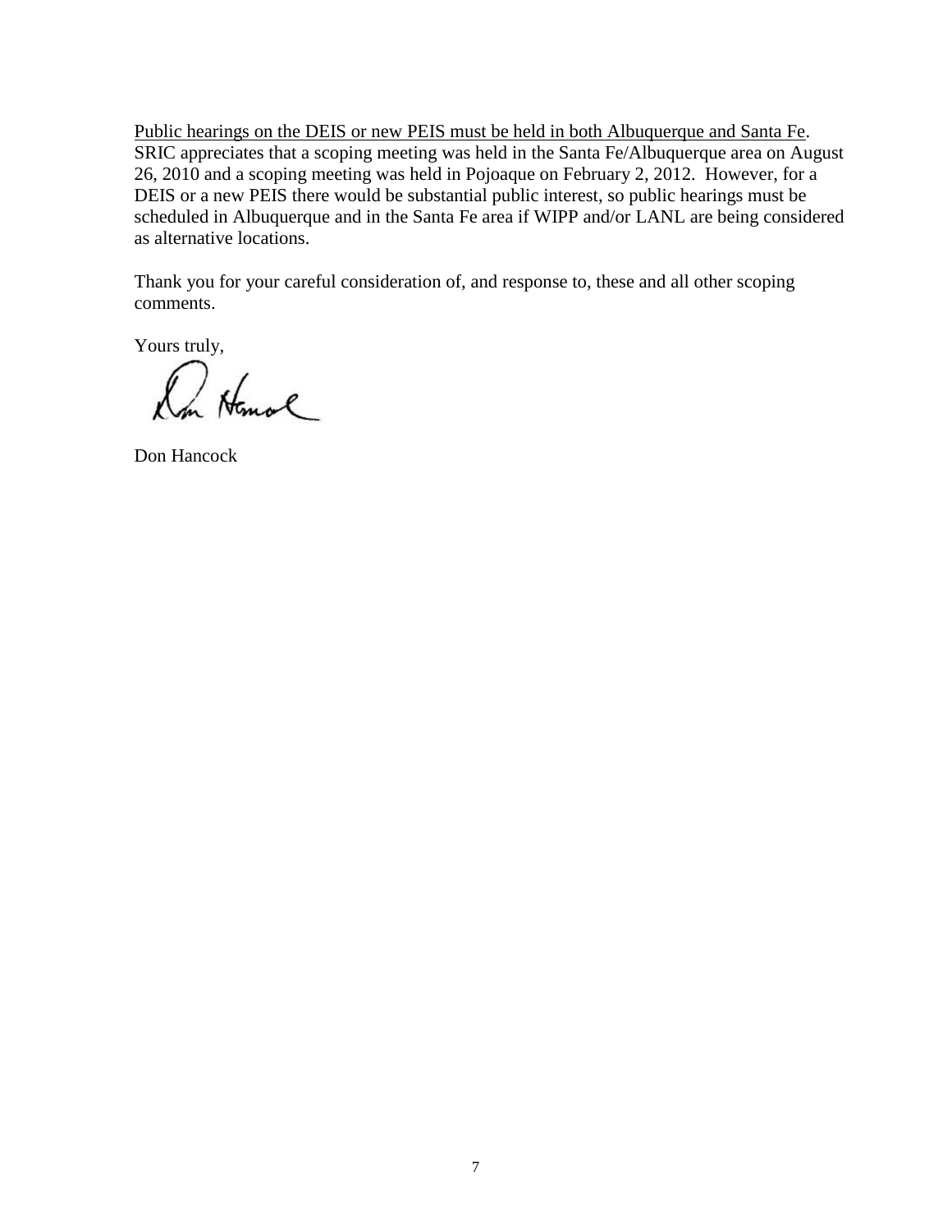<u>Public hearings on the DEIS or new PEIS must be held in both Albuquerque and Santa Fe</u>. SRIC appreciates that a scoping meeting was held in the Santa Fe/Albuquerque area on August 26, 2010 and a scoping meeting was held in Pojoaque on February 2, 2012. However, for a DEIS or a new PEIS there would be substantial public interest, so public hearings must be scheduled in Albuquerque and in the Santa Fe area if WIPP and/or LANL are being considered as alternative locations.

Thank you for your careful consideration of, and response to, these and all other scoping comments.

Yours truly,

Don Hancock